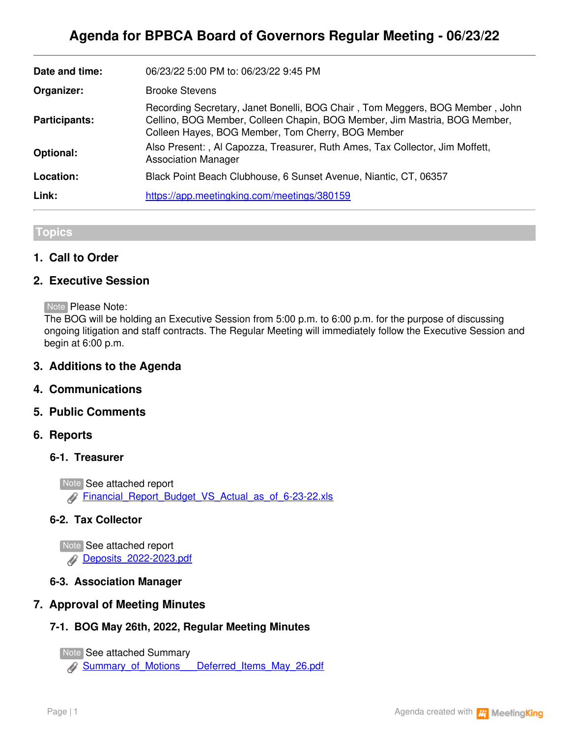# Agenda for BPBCA Board of Governors Regular Meeting - 06/23/22

| | |
|---|---|
| **Date and time:** | 06/23/22 5:00 PM to: 06/23/22 9:45 PM |
| **Organizer:** | Brooke Stevens |
| **Participants:** | Recording Secretary, Janet Bonelli, BOG Chair , Tom Meggers, BOG Member , John Cellino, BOG Member, Colleen Chapin, BOG Member, Jim Mastria, BOG Member, Colleen Hayes, BOG Member, Tom Cherry, BOG Member |
| **Optional:** | Also Present: , Al Capozza, Treasurer, Ruth Ames, Tax Collector, Jim Moffett, Association Manager |
| **Location:** | Black Point Beach Clubhouse, 6 Sunset Avenue, Niantic, CT, 06357 |
| **Link:** | https://app.meetingking.com/meetings/380159 |

## Topics

### 1. Call to Order

### 2. Executive Session

Note Please Note:
The BOG will be holding an Executive Session from 5:00 p.m. to 6:00 p.m. for the purpose of discussing ongoing litigation and staff contracts. The Regular Meeting will immediately follow the Executive Session and begin at 6:00 p.m.

### 3. Additions to the Agenda

### 4. Communications

### 5. Public Comments

### 6. Reports

#### 6-1. Treasurer

Note See attached report
Financial_Report_Budget_VS_Actual_as_of_6-23-22.xls

#### 6-2. Tax Collector

Note See attached report
Deposits_2022-2023.pdf

#### 6-3. Association Manager

### 7. Approval of Meeting Minutes

#### 7-1. BOG May 26th, 2022, Regular Meeting Minutes

Note See attached Summary
Summary_of_Motions___Deferred_Items_May_26.pdf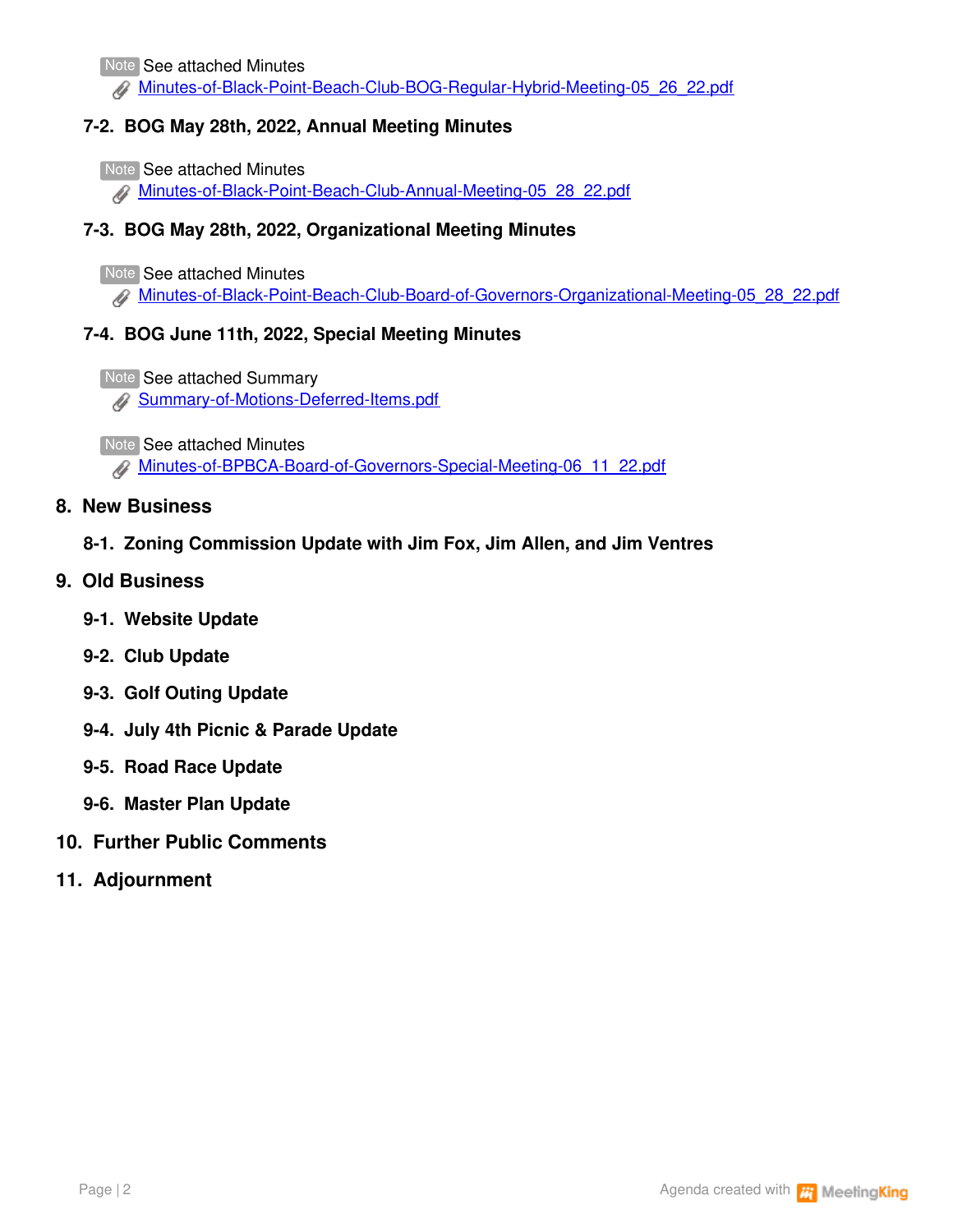Note See attached Minutes

Minutes-of-Black-Point-Beach-Club-BOG-Regular-Hybrid-Meeting-05_26_22.pdf

### 7-2. BOG May 28th, 2022, Annual Meeting Minutes

Note See attached Minutes

Minutes-of-Black-Point-Beach-Club-Annual-Meeting-05_28_22.pdf

### 7-3. BOG May 28th, 2022, Organizational Meeting Minutes

Note See attached Minutes

Minutes-of-Black-Point-Beach-Club-Board-of-Governors-Organizational-Meeting-05_28_22.pdf

### 7-4. BOG June 11th, 2022, Special Meeting Minutes

Note See attached Summary

Summary-of-Motions-Deferred-Items.pdf

Note See attached Minutes

Minutes-of-BPBCA-Board-of-Governors-Special-Meeting-06_11_22.pdf

## 8. New Business

### 8-1. Zoning Commission Update with Jim Fox, Jim Allen, and Jim Ventres

## 9. Old Business

### 9-1. Website Update

### 9-2. Club Update

### 9-3. Golf Outing Update

### 9-4. July 4th Picnic & Parade Update

### 9-5. Road Race Update

### 9-6. Master Plan Update

## 10. Further Public Comments

## 11. Adjournment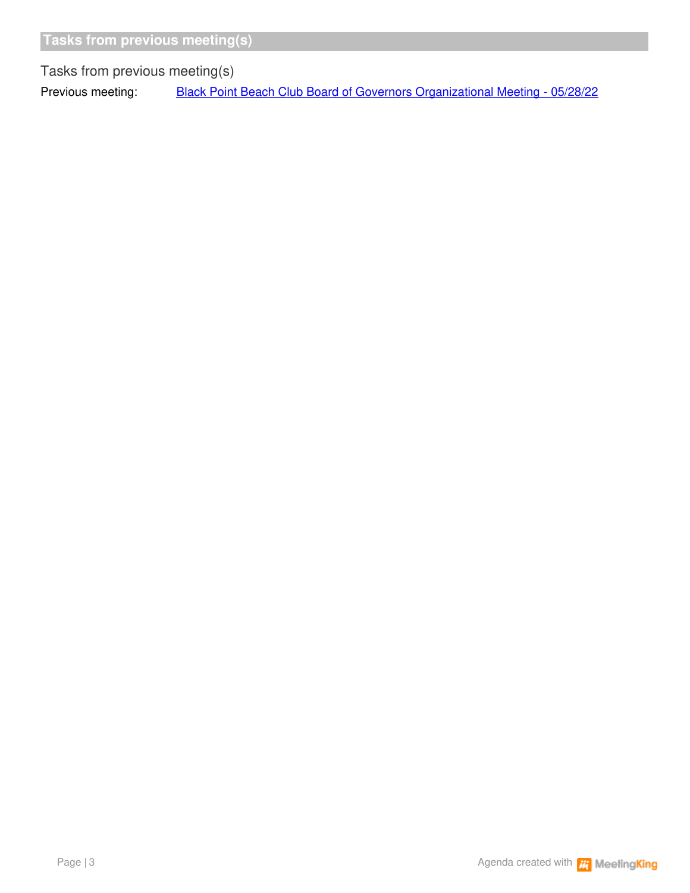## Tasks from previous meeting(s)

### Tasks from previous meeting(s)

Previous meeting: Black Point Beach Club Board of Governors Organizational Meeting - 05/28/22